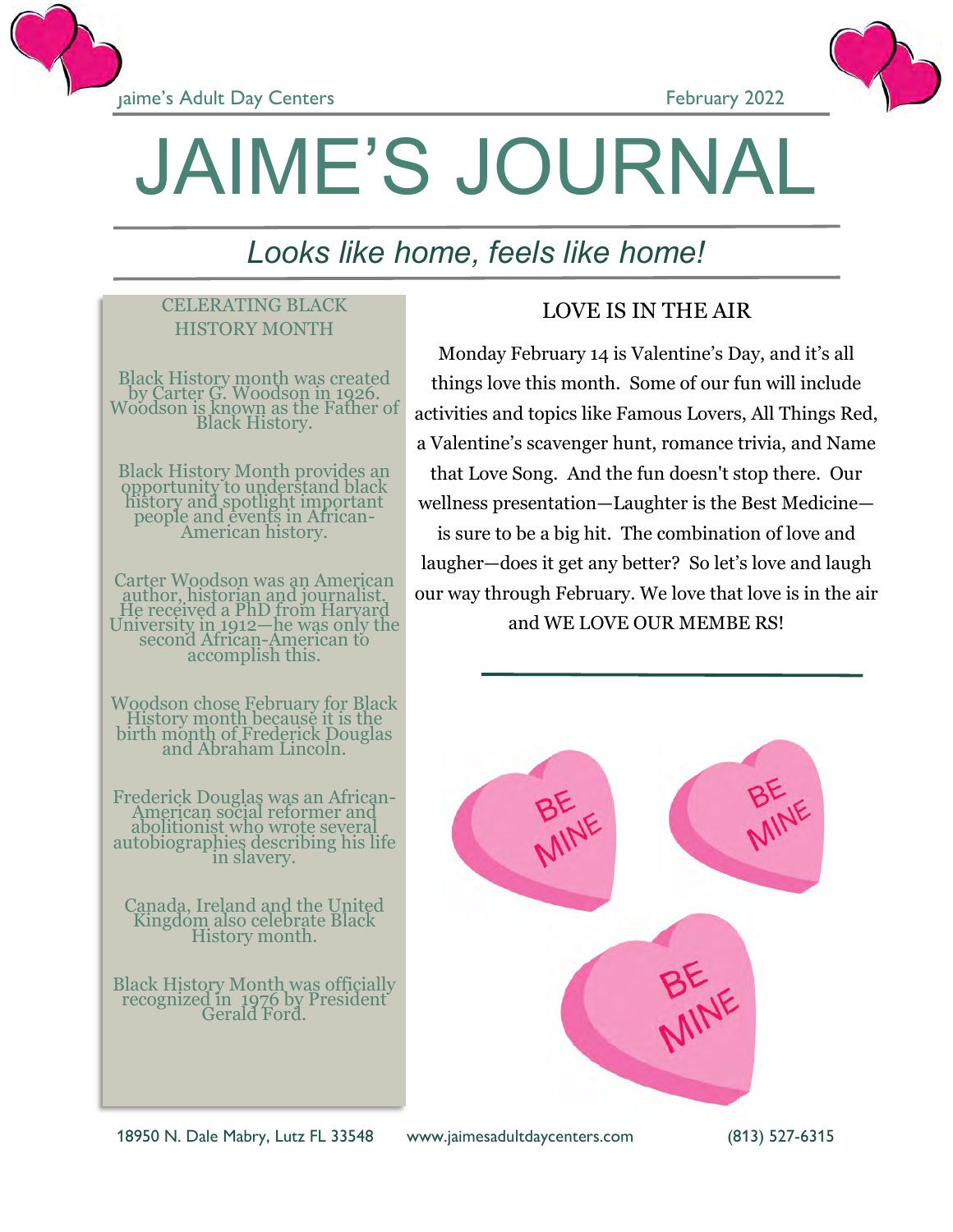Jaime's Adult Day Centers February 2022

# JAIME'S JOURNAL

*Looks like home, feels like home!*

## CELERATING BLACK HISTORY MONTH

Black History month was created by Carter G. Woodson in 1926. Woodson is known as the Father of Black History.

Black History Month provides an opportunity to understand black history and spotlight important people and events in African-American history.

Carter Woodson was an American author, historian and journalist. He received a PhD from Harvard University in 1912—he was only the second African-American to accomplish this.

Woodson chose February for Black History month because it is the birth month of Frederick Douglas and Abraham Lincoln.

Frederick Douglas was an African-American social reformer and abolitionist who wrote several autobiographies describing his life in slavery.

Canada, Ireland and the United Kingdom also celebrate Black History month.

Black History Month was officially recognized in 1976 by President Gerald Ford.

## LOVE IS IN THE AIR

Monday February 14 is Valentine's Day, and it's all things love this month. Some of our fun will include activities and topics like Famous Lovers, All Things Red, a Valentine's scavenger hunt, romance trivia, and Name that Love Song. And the fun doesn't stop there. Our wellness presentation—Laughter is the Best Medicine—is sure to be a big hit. The combination of love and laughter—does it get any better? So let's love and laugh our way through February. We love that love is in the air and WE LOVE OUR MEMBE RS!

18950 N. Dale Mabry, Lutz FL 33548 www.jaimesadultdaycenters.com (813) 527-6315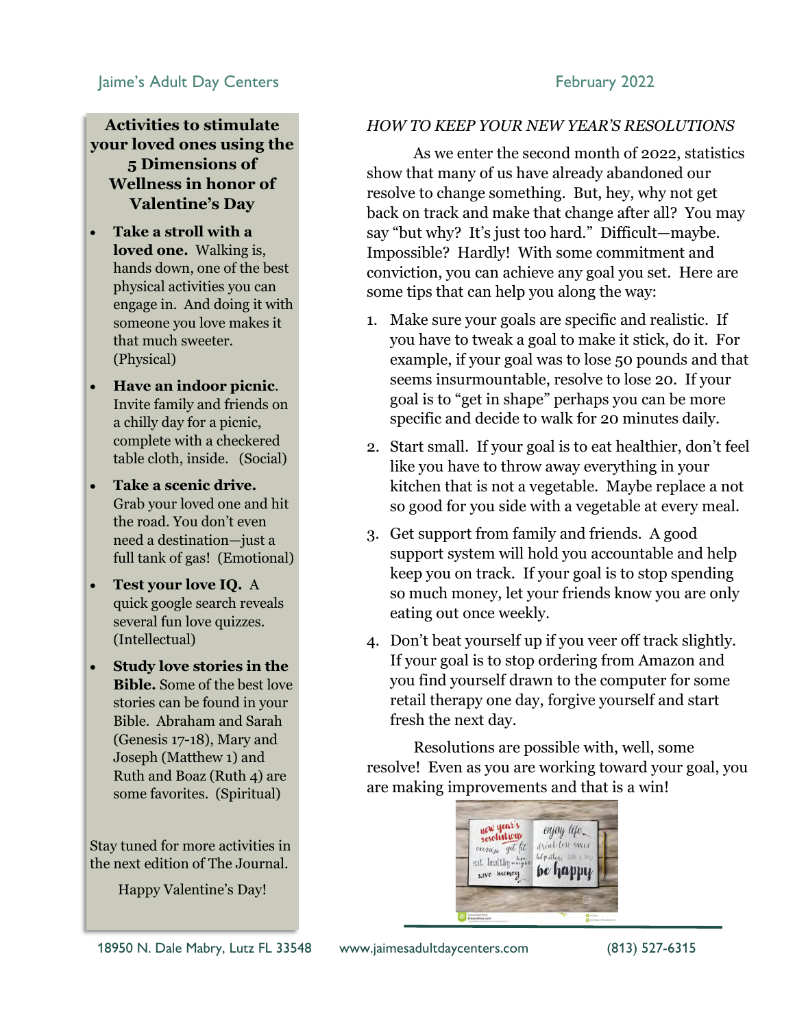## Activities to stimulate your loved ones using the 5 Dimensions of Wellness in honor of Valentine's Day

- **Take a stroll with a loved one.** Walking is, hands down, one of the best physical activities you can engage in. And doing it with someone you love makes it that much sweeter. (Physical)
- **Have an indoor picnic**. Invite family and friends on a chilly day for a picnic, complete with a checkered table cloth, inside. (Social)
- **Take a scenic drive.** Grab your loved one and hit the road. You don't even need a destination—just a full tank of gas! (Emotional)
- **Test your love IQ.** A quick google search reveals several fun love quizzes. (Intellectual)
- **Study love stories in the Bible.** Some of the best love stories can be found in your Bible. Abraham and Sarah (Genesis 17-18), Mary and Joseph (Matthew 1) and Ruth and Boaz (Ruth 4) are some favorites. (Spiritual)

Stay tuned for more activities in the next edition of The Journal.

Happy Valentine's Day!

## *HOW TO KEEP YOUR NEW YEAR'S RESOLUTIONS*

As we enter the second month of 2022, statistics show that many of us have already abandoned our resolve to change something. But, hey, why not get back on track and make that change after all? You may say "but why? It's just too hard." Difficult—maybe. Impossible? Hardly! With some commitment and conviction, you can achieve any goal you set. Here are some tips that can help you along the way:

1. Make sure your goals are specific and realistic. If you have to tweak a goal to make it stick, do it. For example, if your goal was to lose 50 pounds and that seems insurmountable, resolve to lose 20. If your goal is to "get in shape" perhaps you can be more specific and decide to walk for 20 minutes daily.
2. Start small. If your goal is to eat healthier, don't feel like you have to throw away everything in your kitchen that is not a vegetable. Maybe replace a not so good for you side with a vegetable at every meal.
3. Get support from family and friends. A good support system will hold you accountable and help keep you on track. If your goal is to stop spending so much money, let your friends know you are only eating out once weekly.
4. Don't beat yourself up if you veer off track slightly. If your goal is to stop ordering from Amazon and you find yourself drawn to the computer for some retail therapy one day, forgive yourself and start fresh the next day.

Resolutions are possible with, well, some resolve! Even as you are working toward your goal, you are making improvements and that is a win!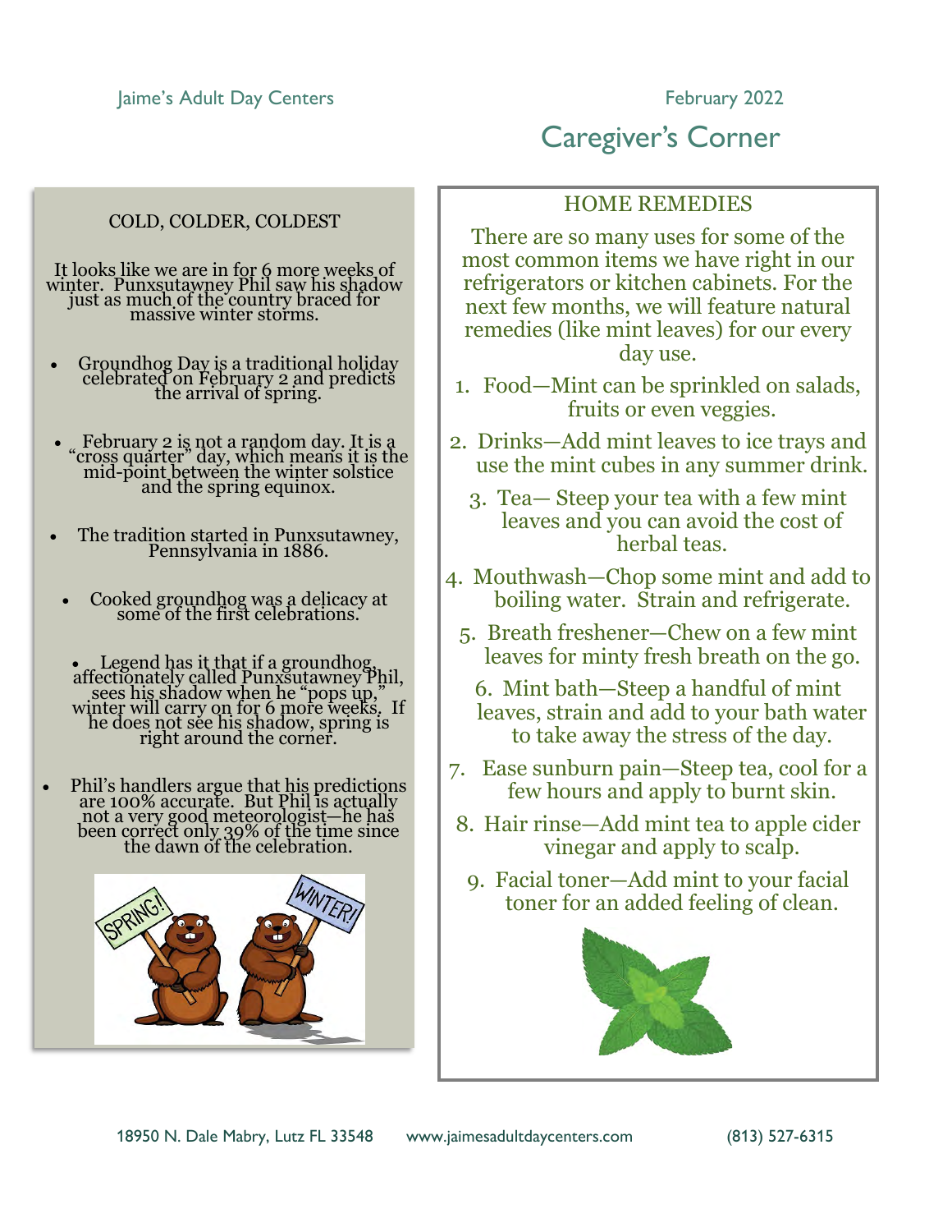Jaime's Adult Day Centers

February 2022

# Caregiver's Corner

## COLD, COLDER, COLDEST

It looks like we are in for 6 more weeks of winter. Punxsutawney Phil saw his shadow just as much of the country braced for massive winter storms.

- Groundhog Day is a traditional holiday celebrated on February 2 and predicts the arrival of spring.
- February 2 is not a random day. It is a "cross quarter" day, which means it is the mid-point between the winter solstice and the spring equinox.
- The tradition started in Punxsutawney, Pennsylvania in 1886.
- Cooked groundhog was a delicacy at some of the first celebrations.
- Legend has it that if a groundhog, affectionately called Punxsutawney Phil, sees his shadow when he "pops up," winter will carry on for 6 more weeks. If he does not see his shadow, spring is right around the corner.
- Phil's handlers argue that his predictions are 100% accurate. But Phil is actually not a very good meteorologist—he has been correct only 39% of the time since the dawn of the celebration.

## HOME REMEDIES

There are so many uses for some of the most common items we have right in our refrigerators or kitchen cabinets. For the next few months, we will feature natural remedies (like mint leaves) for our every day use.

1. Food—Mint can be sprinkled on salads, fruits or even veggies.
2. Drinks—Add mint leaves to ice trays and use the mint cubes in any summer drink.
3. Tea— Steep your tea with a few mint leaves and you can avoid the cost of herbal teas.
4. Mouthwash—Chop some mint and add to boiling water. Strain and refrigerate.
5. Breath freshener—Chew on a few mint leaves for minty fresh breath on the go.
6. Mint bath—Steep a handful of mint leaves, strain and add to your bath water to take away the stress of the day.
7. Ease sunburn pain—Steep tea, cool for a few hours and apply to burnt skin.
8. Hair rinse—Add mint tea to apple cider vinegar and apply to scalp.
9. Facial toner—Add mint to your facial toner for an added feeling of clean.

18950 N. Dale Mabry, Lutz FL 33548 www.jaimesadultdaycenters.com (813) 527-6315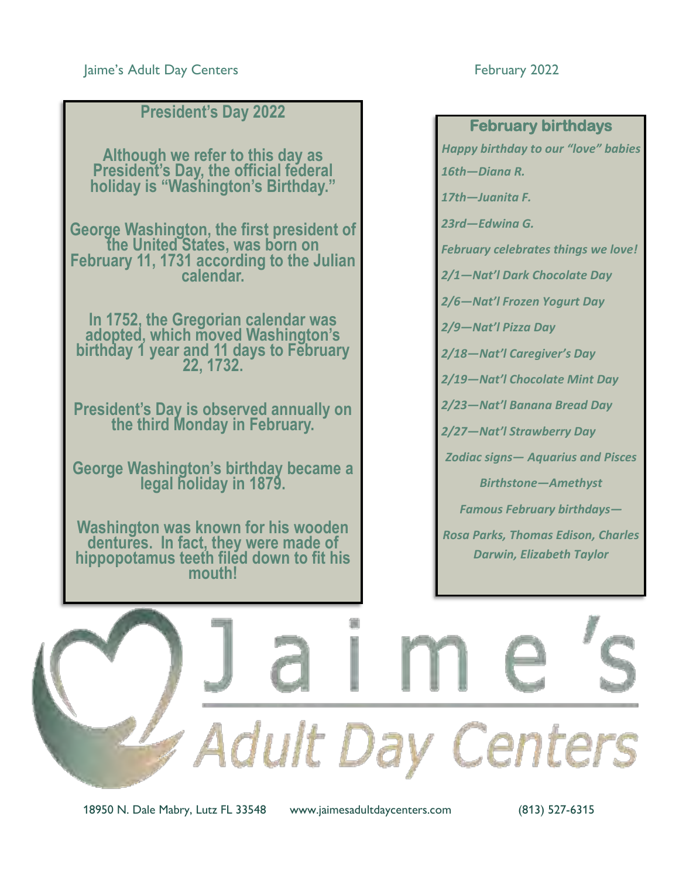## President's Day 2022

**Although we refer to this day as President's Day, the official federal holiday is "Washington's Birthday."**

**George Washington, the first president of the United States, was born on February 11, 1731 according to the Julian calendar.**

**In 1752, the Gregorian calendar was adopted, which moved Washington's birthday 1 year and 11 days to February 22, 1732.**

**President's Day is observed annually on the third Monday in February.**

**George Washington's birthday became a legal holiday in 1879.**

**Washington was known for his wooden dentures. In fact, they were made of hippopotamus teeth filed down to fit his mouth!**

## February birthdays

*Happy birthday to our "love" babies*

*16th—Diana R.*

*17th—Juanita F.*

*23rd—Edwina G.*

*February celebrates things we love!*

*2/1—Nat'l Dark Chocolate Day*

*2/6—Nat'l Frozen Yogurt Day*

*2/9—Nat'l Pizza Day*

*2/18—Nat'l Caregiver's Day*

*2/19—Nat'l Chocolate Mint Day*

*2/23—Nat'l Banana Bread Day*

*2/27—Nat'l Strawberry Day*

*Zodiac signs— Aquarius and Pisces*

*Birthstone—Amethyst*

*Famous February birthdays—*

*Rosa Parks, Thomas Edison, Charles Darwin, Elizabeth Taylor*

Jaime's Adult Day Centers

18950 N. Dale Mabry, Lutz FL 33548 www.jaimesadultdaycenters.com (813) 527-6315